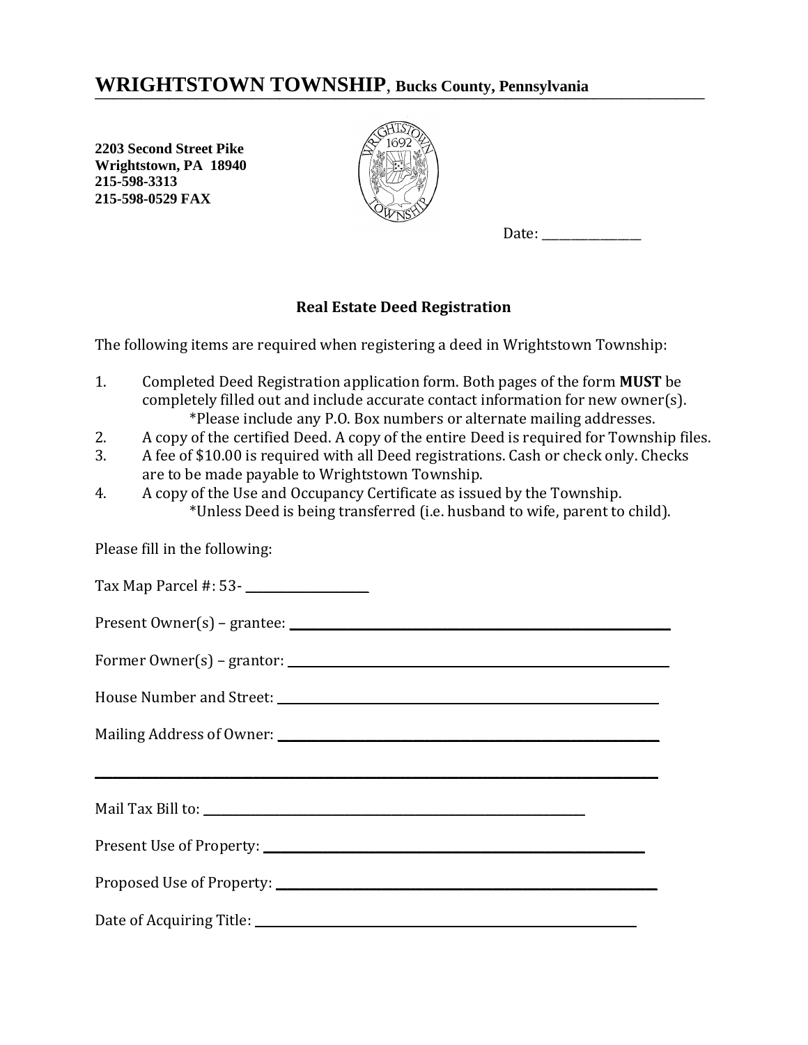# WRIGHTSTOWN TOWNSHIP, Bucks County, Pennsylvania

**2203 Second Street Pike**
**Wrightstown, PA 18940**
**215-598-3313**
**215-598-0529 FAX**

Date: _______________

## Real Estate Deed Registration

The following items are required when registering a deed in Wrightstown Township:

1. Completed Deed Registration application form. Both pages of the form **MUST** be completely filled out and include accurate contact information for new owner(s).
   *Please include any P.O. Box numbers or alternate mailing addresses.
2. A copy of the certified Deed. A copy of the entire Deed is required for Township files.
3. A fee of $10.00 is required with all Deed registrations. Cash or check only. Checks are to be made payable to Wrightstown Township.
4. A copy of the Use and Occupancy Certificate as issued by the Township.
   *Unless Deed is being transferred (i.e. husband to wife, parent to child).

Please fill in the following:

Tax Map Parcel #: 53- ____________________

Present Owner(s) – grantee: ____________________________________________________________

Former Owner(s) – grantor: ____________________________________________________________

House Number and Street: ____________________________________________________________

Mailing Address of Owner: ____________________________________________________________

______________________________________________________________________________________

Mail Tax Bill to: ____________________________________________________________

Present Use of Property: ____________________________________________________________

Proposed Use of Property: ____________________________________________________________

Date of Acquiring Title: ____________________________________________________________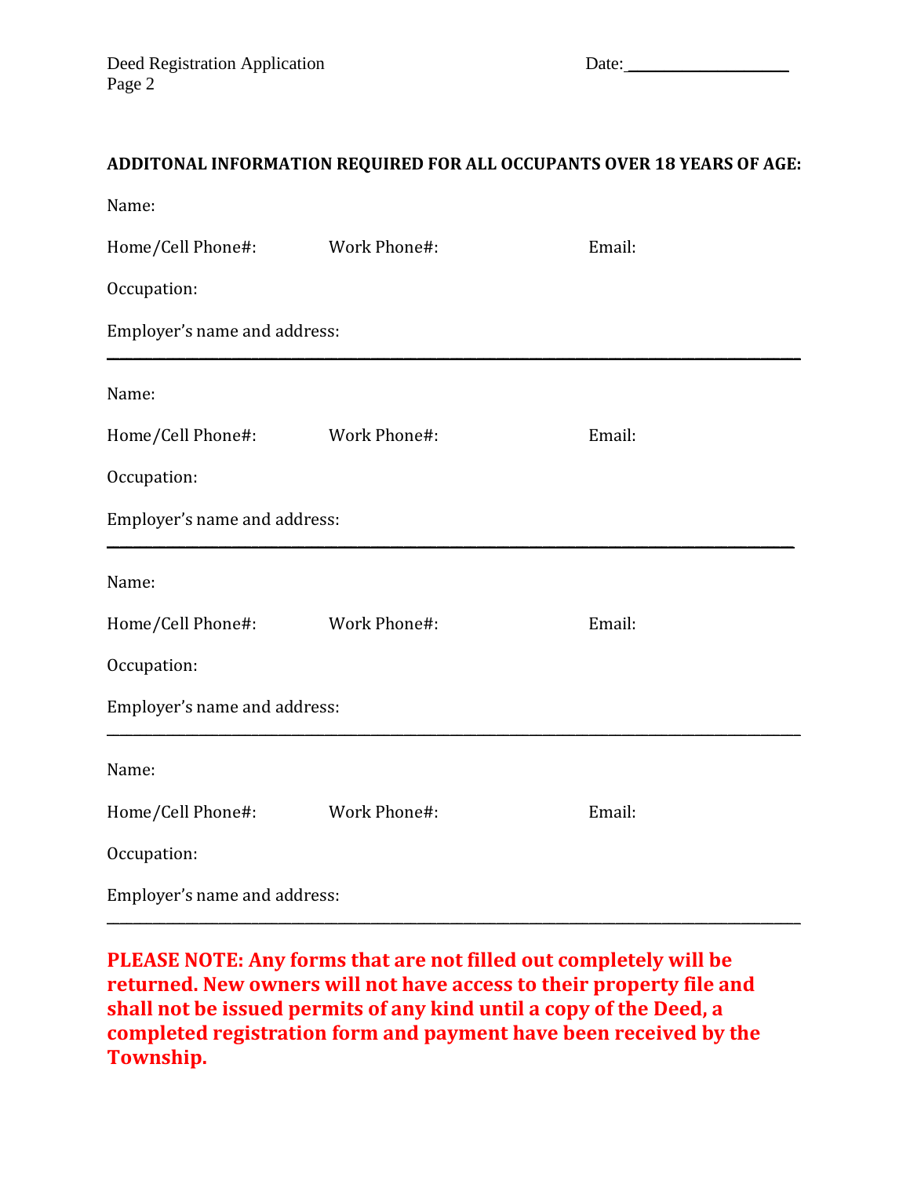Date:___________________

**ADDITONAL INFORMATION REQUIRED FOR ALL OCCUPANTS OVER 18 YEARS OF AGE:**

Name:

Home/Cell Phone#: Work Phone#: Email:

Occupation:

Employer's name and address:

---

Name:

Home/Cell Phone#: Work Phone#: Email:

Occupation:

Employer's name and address:

---

Name:

Home/Cell Phone#: Work Phone#: Email:

Occupation:

Employer's name and address:

---

Name:

Home/Cell Phone#: Work Phone#: Email:

Occupation:

Employer's name and address:

---

**PLEASE NOTE: Any forms that are not filled out completely will be returned. New owners will not have access to their property file and shall not be issued permits of any kind until a copy of the Deed, a completed registration form and payment have been received by the Township.**